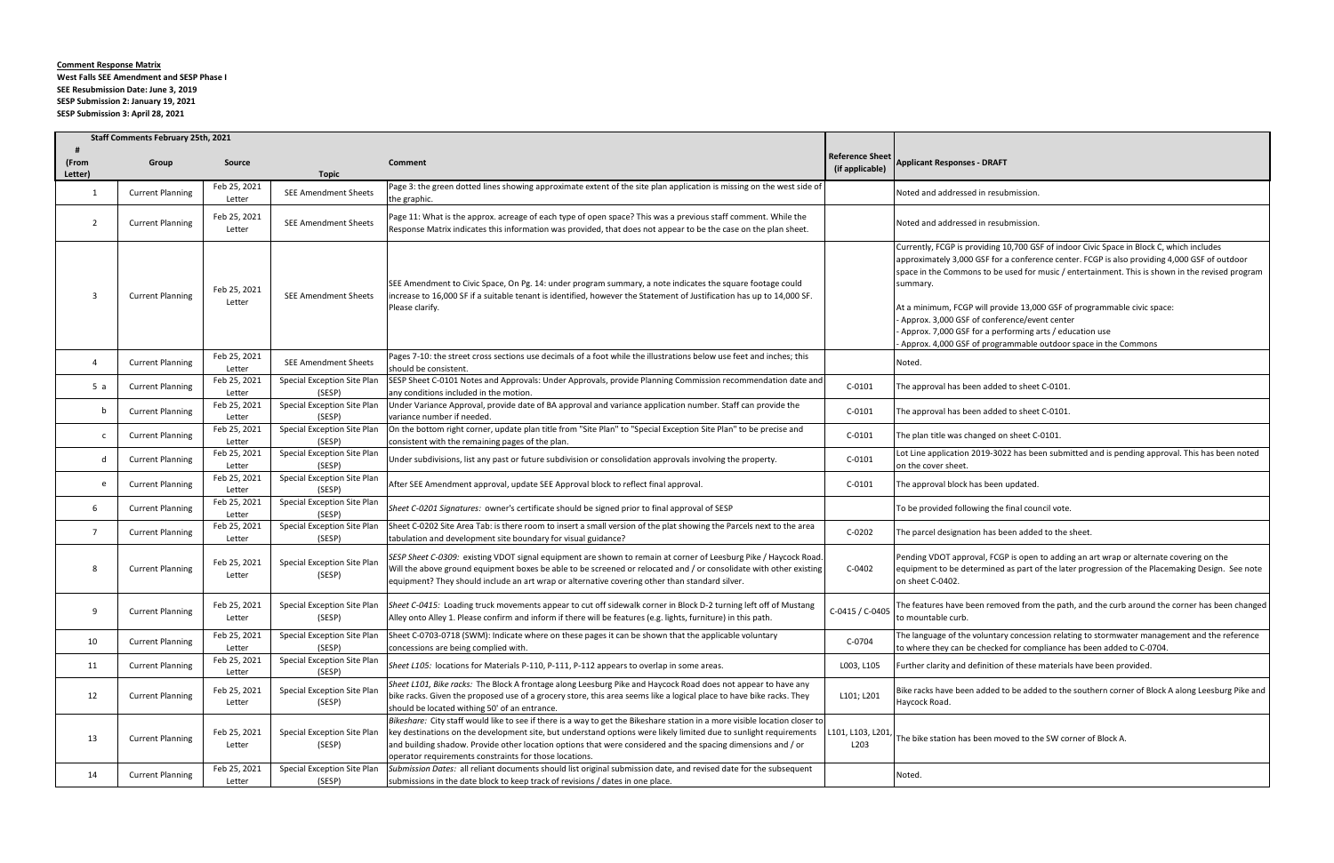**Comment Response Matrix**

**West Falls SEE Amendment and SESP Phase I**

**SEE Resubmission Date: June 3, 2019**

**SESP Submission 2: January 19, 2021**

**SESP Submission 3: April 28, 2021**

| Staff Comments February 25th, 2021 | | | | | | |
|---|---|---|---|---|---|---|
| **# (From Letter)** | **Group** | **Source** | **Topic** | **Comment** | **Reference Sheet (if applicable)** | **Applicant Responses - DRAFT** |
| 1 | Current Planning | Feb 25, 2021 Letter | SEE Amendment Sheets | Page 3: the green dotted lines showing approximate extent of the site plan application is missing on the west side of the graphic. | | Noted and addressed in resubmission. |
| 2 | Current Planning | Feb 25, 2021 Letter | SEE Amendment Sheets | Page 11: What is the approx. acreage of each type of open space? This was a previous staff comment. While the Response Matrix indicates this information was provided, that does not appear to be the case on the plan sheet. | | Noted and addressed in resubmission. |
| 3 | Current Planning | Feb 25, 2021 Letter | SEE Amendment Sheets | SEE Amendment to Civic Space, On Pg. 14: under program summary, a note indicates the square footage could increase to 16,000 SF if a suitable tenant is identified, however the Statement of Justification has up to 14,000 SF. Please clarify. | | Currently, FCGP is providing 10,700 GSF of indoor Civic Space in Block C, which includes approximately 3,000 GSF for a conference center. FCGP is also providing 4,000 GSF of outdoor space in the Commons to be used for music / entertainment. This is shown in the revised program summary.<br><br>At a minimum, FCGP will provide 13,000 GSF of programmable civic space:<br>- Approx. 3,000 GSF of conference/event center<br>- Approx. 7,000 GSF for a performing arts / education use<br>- Approx. 4,000 GSF of programmable outdoor space in the Commons |
| 4 | Current Planning | Feb 25, 2021 Letter | SEE Amendment Sheets | Pages 7-10: the street cross sections use decimals of a foot while the illustrations below use feet and inches; this should be consistent. | | Noted. |
| 5 a | Current Planning | Feb 25, 2021 Letter | Special Exception Site Plan (SESP) | SESP Sheet C-0101 Notes and Approvals: Under Approvals, provide Planning Commission recommendation date and any conditions included in the motion. | C-0101 | The approval has been added to sheet C-0101. |
| b | Current Planning | Feb 25, 2021 Letter | Special Exception Site Plan (SESP) | Under Variance Approval, provide date of BA approval and variance application number. Staff can provide the variance number if needed. | C-0101 | The approval has been added to sheet C-0101. |
| c | Current Planning | Feb 25, 2021 Letter | Special Exception Site Plan (SESP) | On the bottom right corner, update plan title from "Site Plan" to "Special Exception Site Plan" to be precise and consistent with the remaining pages of the plan. | C-0101 | The plan title was changed on sheet C-0101. |
| d | Current Planning | Feb 25, 2021 Letter | Special Exception Site Plan (SESP) | Under subdivisions, list any past or future subdivision or consolidation approvals involving the property. | C-0101 | Lot Line application 2019-3022 has been submitted and is pending approval. This has been noted on the cover sheet. |
| e | Current Planning | Feb 25, 2021 Letter | Special Exception Site Plan (SESP) | After SEE Amendment approval, update SEE Approval block to reflect final approval. | C-0101 | The approval block has been updated. |
| 6 | Current Planning | Feb 25, 2021 Letter | Special Exception Site Plan (SESP) | *Sheet C-0201 Signatures:* owner's certificate should be signed prior to final approval of SESP | | To be provided following the final council vote. |
| 7 | Current Planning | Feb 25, 2021 Letter | Special Exception Site Plan (SESP) | Sheet C-0202 Site Area Tab: is there room to insert a small version of the plat showing the Parcels next to the area tabulation and development site boundary for visual guidance? | C-0202 | The parcel designation has been added to the sheet. |
| 8 | Current Planning | Feb 25, 2021 Letter | Special Exception Site Plan (SESP) | *SESP Sheet C-0309:* existing VDOT signal equipment are shown to remain at corner of Leesburg Pike / Haycock Road. Will the above ground equipment boxes be able to be screened or relocated and / or consolidate with other existing equipment? They should include an art wrap or alternative covering other than standard silver. | C-0402 | Pending VDOT approval, FCGP is open to adding an art wrap or alternate covering on the equipment to be determined as part of the later progression of the Placemaking Design. See note on sheet C-0402. |
| 9 | Current Planning | Feb 25, 2021 Letter | Special Exception Site Plan (SESP) | *Sheet C-0415:* Loading truck movements appear to cut off sidewalk corner in Block D-2 turning left off of Mustang Alley onto Alley 1. Please confirm and inform if there will be features (e.g. lights, furniture) in this path. | C-0415 / C-0405 | The features have been removed from the path, and the curb around the corner has been changed to mountable curb. |
| 10 | Current Planning | Feb 25, 2021 Letter | Special Exception Site Plan (SESP) | Sheet C-0703-0718 (SWM): Indicate where on these pages it can be shown that the applicable voluntary concessions are being complied with. | C-0704 | The language of the voluntary concession relating to stormwater management and the reference to where they can be checked for compliance has been added to C-0704. |
| 11 | Current Planning | Feb 25, 2021 Letter | Special Exception Site Plan (SESP) | *Sheet L105:* locations for Materials P-110, P-111, P-112 appears to overlap in some areas. | L003, L105 | Further clarity and definition of these materials have been provided. |
| 12 | Current Planning | Feb 25, 2021 Letter | Special Exception Site Plan (SESP) | *Sheet L101, Bike racks:* The Block A frontage along Leesburg Pike and Haycock Road does not appear to have any bike racks. Given the proposed use of a grocery store, this area seems like a logical place to have bike racks. They should be located withing 50' of an entrance. | L101; L201 | Bike racks have been added to be added to the southern corner of Block A along Leesburg Pike and Haycock Road. |
| 13 | Current Planning | Feb 25, 2021 Letter | Special Exception Site Plan (SESP) | *Bikeshare:* City staff would like to see if there is a way to get the Bikeshare station in a more visible location closer to key destinations on the development site, but understand options were likely limited due to sunlight requirements and building shadow. Provide other location options that were considered and the spacing dimensions and / or operator requirements constraints for those locations. | L101, L103, L201, L203 | The bike station has been moved to the SW corner of Block A. |
| 14 | Current Planning | Feb 25, 2021 Letter | Special Exception Site Plan (SESP) | *Submission Dates:* all reliant documents should list original submission date, and revised date for the subsequent submissions in the date block to keep track of revisions / dates in one place. | | Noted. |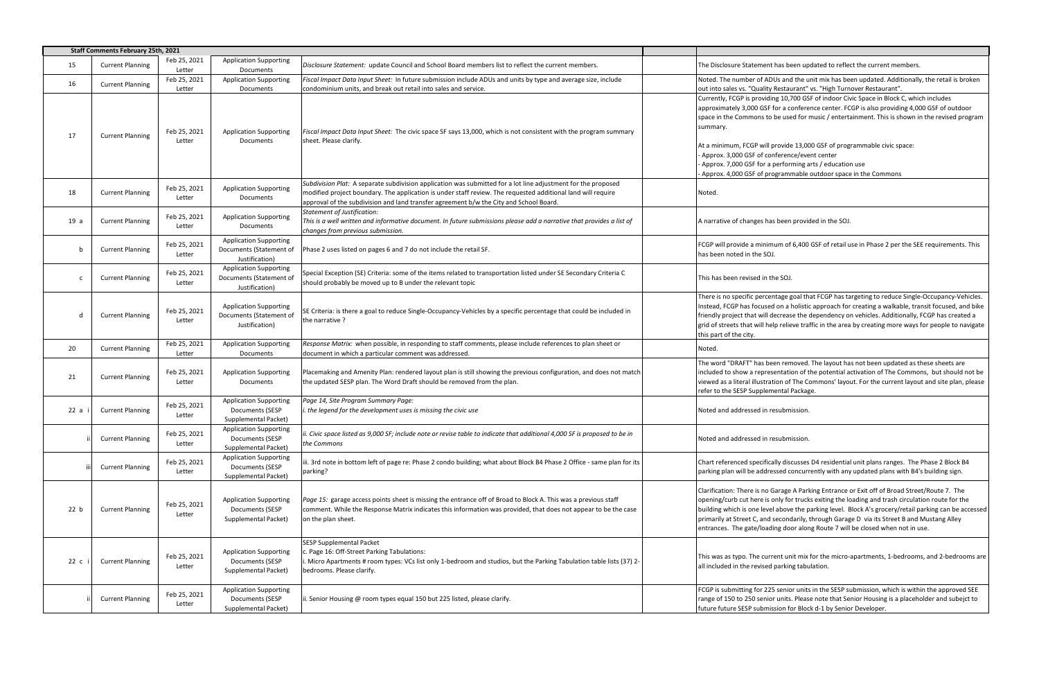| Staff Comments February 25th, 2021 | | | | | | |
|---|---|---|---|---|---|---|
| 15 | Current Planning | Feb 25, 2021 Letter | Application Supporting Documents | *Disclosure Statement:* update Council and School Board members list to reflect the current members. | | The Disclosure Statement has been updated to reflect the current members. |
| 16 | Current Planning | Feb 25, 2021 Letter | Application Supporting Documents | *Fiscal Impact Data Input Sheet:* In future submission include ADUs and units by type and average size, include condominium units, and break out retail into sales and service. | | Noted. The number of ADUs and the unit mix has been updated. Additionally, the retail is broken out into sales vs. "Quality Restaurant" vs. "High Turnover Restaurant". |
| 17 | Current Planning | Feb 25, 2021 Letter | Application Supporting Documents | *Fiscal Impact Data Input Sheet:* The civic space SF says 13,000, which is not consistent with the program summary sheet. Please clarify. | | Currently, FCGP is providing 10,700 GSF of indoor Civic Space in Block C, which includes approximately 3,000 GSF for a conference center. FCGP is also providing 4,000 GSF of outdoor space in the Commons to be used for music / entertainment. This is shown in the revised program summary.<br><br>At a minimum, FCGP will provide 13,000 GSF of programmable civic space:<br>- Approx. 3,000 GSF of conference/event center<br>- Approx. 7,000 GSF for a performing arts / education use<br>- Approx. 4,000 GSF of programmable outdoor space in the Commons |
| 18 | Current Planning | Feb 25, 2021 Letter | Application Supporting Documents | *Subdivision Plat:* A separate subdivision application was submitted for a lot line adjustment for the proposed modified project boundary. The application is under staff review. The requested additional land will require approval of the subdivision and land transfer agreement b/w the City and School Board. | | Noted. |
| 19 a | Current Planning | Feb 25, 2021 Letter | Application Supporting Documents | *Statement of Justification:*<br>*This is a well written and informative document. In future submissions please add a narrative that provides a list of changes from previous submission.* | | A narrative of changes has been provided in the SOJ. |
| b | Current Planning | Feb 25, 2021 Letter | Application Supporting Documents (Statement of Justification) | Phase 2 uses listed on pages 6 and 7 do not include the retail SF. | | FCGP will provide a minimum of 6,400 GSF of retail use in Phase 2 per the SEE requirements. This has been noted in the SOJ. |
| c | Current Planning | Feb 25, 2021 Letter | Application Supporting Documents (Statement of Justification) | Special Exception (SE) Criteria: some of the items related to transportation listed under SE Secondary Criteria C should probably be moved up to B under the relevant topic | | This has been revised in the SOJ. |
| d | Current Planning | Feb 25, 2021 Letter | Application Supporting Documents (Statement of Justification) | SE Criteria: is there a goal to reduce Single-Occupancy-Vehicles by a specific percentage that could be included in the narrative ? | | There is no specific percentage goal that FCGP has targeting to reduce Single-Occupancy-Vehicles. Instead, FCGP has focused on a holistic approach for creating a walkable, transit focused, and bike friendly project that will decrease the dependency on vehicles. Additionally, FCGP has created a grid of streets that will help relieve traffic in the area by creating more ways for people to navigate this part of the city. |
| 20 | Current Planning | Feb 25, 2021 Letter | Application Supporting Documents | *Response Matrix:* when possible, in responding to staff comments, please include references to plan sheet or document in which a particular comment was addressed. | | Noted. |
| 21 | Current Planning | Feb 25, 2021 Letter | Application Supporting Documents | Placemaking and Amenity Plan: rendered layout plan is still showing the previous configuration, and does not match the updated SESP plan. The Word Draft should be removed from the plan. | | The word "DRAFT" has been removed. The layout has not been updated as these sheets are included to show a representation of the potential activation of The Commons, but should not be viewed as a literal illustration of The Commons' layout. For the current layout and site plan, please refer to the SESP Supplemental Package. |
| 22 a i | Current Planning | Feb 25, 2021 Letter | Application Supporting Documents (SESP Supplemental Packet) | *Page 14, Site Program Summary Page:*<br>*i. the legend for the development uses is missing the civic use* | | Noted and addressed in resubmission. |
| ii | Current Planning | Feb 25, 2021 Letter | Application Supporting Documents (SESP Supplemental Packet) | *ii. Civic space listed as 9,000 SF; include note or revise table to indicate that additional 4,000 SF is proposed to be in the Commons* | | Noted and addressed in resubmission. |
| iii | Current Planning | Feb 25, 2021 Letter | Application Supporting Documents (SESP Supplemental Packet) | iii. 3rd note in bottom left of page re: Phase 2 condo building; what about Block B4 Phase 2 Office - same plan for its parking? | | Chart referenced specifically discusses D4 residential unit plans ranges. The Phase 2 Block B4 parking plan will be addressed concurrently with any updated plans with B4's building sign. |
| 22 b | Current Planning | Feb 25, 2021 Letter | Application Supporting Documents (SESP Supplemental Packet) | *Page 15:* garage access points sheet is missing the entrance off of Broad to Block A. This was a previous staff comment. While the Response Matrix indicates this information was provided, that does not appear to be the case on the plan sheet. | | Clarification: There is no Garage A Parking Entrance or Exit off of Broad Street/Route 7. The opening/curb cut here is only for trucks exiting the loading and trash circulation route for the building which is one level above the parking level. Block A's grocery/retail parking can be accessed primarily at Street C, and secondarily, through Garage D via its Street B and Mustang Alley entrances. The gate/loading door along Route 7 will be closed when not in use. |
| 22 c i | Current Planning | Feb 25, 2021 Letter | Application Supporting Documents (SESP Supplemental Packet) | SESP Supplemental Packet<br>c. Page 16: Off-Street Parking Tabulations:<br>i. Micro Apartments # room types: VCs list only 1-bedroom and studios, but the Parking Tabulation table lists (37) 2-bedrooms. Please clarify. | | This was as typo. The current unit mix for the micro-apartments, 1-bedrooms, and 2-bedrooms are all included in the revised parking tabulation. |
| ii | Current Planning | Feb 25, 2021 Letter | Application Supporting Documents (SESP Supplemental Packet) | ii. Senior Housing @ room types equal 150 but 225 listed, please clarify. | | FCGP is submitting for 225 senior units in the SESP submission, which is within the approved SEE range of 150 to 250 senior units. Please note that Senior Housing is a placeholder and subejct to future future SESP submission for Block d-1 by Senior Developer. |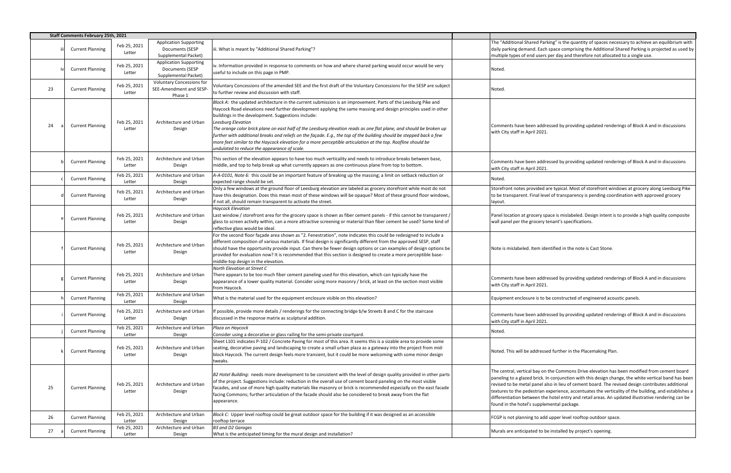| Staff Comments February 25th, 2021 | | | | | | | |
|---|---|---|---|---|---|---|---|
| | iii | Current Planning | Feb 25, 2021 Letter | Application Supporting Documents (SESP Supplemental Packet) | iii. What is meant by "Additional Shared Parking"? | | The "Additional Shared Parking" is the quantity of spaces necessary to achieve an equilibrium with daily parking demand. Each space comprising the Additional Shared Parking is projected as used by multiple types of end users per day and therefore not allocated to a single use. |
| | iv | Current Planning | Feb 25, 2021 Letter | Application Supporting Documents (SESP Supplemental Packet) | iv. Information provided in response to comments on how and where shared parking would occur would be very useful to include on this page in PMP. | | Noted. |
| 23 | | Current Planning | Feb 25, 2021 Letter | Voluntary Concessions for SEE-Amendment and SESP-Phase 1 | Voluntary Concessions of the amended SEE and the first draft of the Voluntary Concessions for the SESP are subject to further review and discussion with staff. | | Noted. |
| 24 | a | Current Planning | Feb 25, 2021 Letter | Architecture and Urban Design | *Block A:* the updated architecture in the current submission is an improvement. Parts of the Leesburg Pike and Haycock Road elevations need further development applying the same massing and design principles used in other buildings in the development. Suggestions include:<br>*Leesburg Elevation*<br>*The orange color brick plane on east half of the Leesburg elevation reads as one flat plane, and should be broken up further with additional breaks and reliefs on the façade. E.g., the top of the building should be stepped back a few more feet similar to the Haycock elevation for a more perceptible articulation at the top. Roofline should be undulated to reduce the appearance of scale.* | | Comments have been addressed by providing updated renderings of Block A and in discussions with City staff in April 2021. |
| | b | Current Planning | Feb 25, 2021 Letter | Architecture and Urban Design | This section of the elevation appears to have too much verticality and needs to introduce breaks between base, middle, and top to help break up what currently appears as one continuous plane from top to bottom. | | Comments have been addressed by providing updated renderings of Block A and in discussions with City staff in April 2021. |
| | c | Current Planning | Feb 25, 2021 Letter | Architecture and Urban Design | *A-A-0101, Note 6:* this could be an important feature of breaking up the massing; a limit on setback reduction or expected range should be set. | | Noted. |
| | d | Current Planning | Feb 25, 2021 Letter | Architecture and Urban Design | Only a few windows at the ground floor of Leesburg elevation are labeled as grocery storefront while most do not have this designation. Does this mean most of these windows will be opaque? Most of these ground floor windows, if not all, should remain transparent to activate the street. | | Storefront notes provided are typical. Most of storefront windows at grocery along Leesburg Pike to be transparent. Final level of transparency is pending coordination with approved grocery layout. |
| | e | Current Planning | Feb 25, 2021 Letter | Architecture and Urban Design | *Haycock Elevation*<br>Last window / storefront area for the grocery space is shown as fiber cement panels - if this cannot be transparent / glass to screen activity within, can a more attractive screening or material than fiber cement be used? Some kind of reflective glass would be ideal. | | Panel location at grocery space is mislabeled. Design intent is to provide a high quality composite wall panel per the grocery tenant's specifications. |
| | f | Current Planning | Feb 25, 2021 Letter | Architecture and Urban Design | For the second floor façade area shown as "2. Fenestration", note indicates this could be redesigned to include a different composition of various materials. If final design is significantly different from the approved SESP, staff should have the opportunity provide input. Can there be fewer design options or can examples of design options be provided for evaluation now? It is recommended that this section is designed to create a more perceptible base-middle-top design in the elevation. | | Note is mislabeled. Item identified in the note is Cast Stone. |
| | g | Current Planning | Feb 25, 2021 Letter | Architecture and Urban Design | *North Elevation at Street C*<br>There appears to be too much fiber cement paneling used for this elevation, which can typically have the appearance of a lower quality material. Consider using more masonry / brick, at least on the section most visible from Haycock. | | Comments have been addressed by providing updated renderings of Block A and in discussions with City staff in April 2021. |
| | h | Current Planning | Feb 25, 2021 Letter | Architecture and Urban Design | What is the material used for the equipment enclosure visible on this elevation? | | Equipment enclosure is to be constructed of engineered acoustic panels. |
| | i | Current Planning | Feb 25, 2021 Letter | Architecture and Urban Design | If possible, provide more details / renderings for the connecting bridge b/w Streets B and C for the staircase discussed in the response matrix as sculptural addition. | | Comments have been addressed by providing updated renderings of Block A and in discussions with City staff in April 2021. |
| | j | Current Planning | Feb 25, 2021 Letter | Architecture and Urban Design | *Plaza on Haycock*<br>Consider using a decorative or glass railing for the semi-private courtyard. | | Noted. |
| | k | Current Planning | Feb 25, 2021 Letter | Architecture and Urban Design | Sheet L101 indicates P-102 / Concrete Paving for most of this area. It seems this is a sizable area to provide some seating, decorative paving and landscaping to create a small urban plaza as a gateway into the project from mid-block Haycock. The current design feels more transient, but it could be more welcoming with some minor design tweaks. | | Noted. This will be addressed further in the Placemaking Plan. |
| 25 | | Current Planning | Feb 25, 2021 Letter | Architecture and Urban Design | *B2 Hotel Building:* needs more development to be consistent with the level of design quality provided in other parts of the project. Suggestions include: reduction in the overall use of cement board paneling on the most visible facades, and use of more high quality materials like masonry or brick is recommended especially on the east facade facing Commons; further articulation of the facade should also be considered to break away from the flat appearance. | | The central, vertical bay on the Commons Drive elevation has been modified from cement board paneling to a glazed brick. In conjunction with this design change, the white vertical band has been revised to be metal panel also in lieu of cement board. The revised design contributes additional textures to the pedestrian experience, accentuates the verticality of the building, and establishes a differentiation between the hotel entry and retail areas. An updated illustrative rendering can be found in the hotel's supplemental package. |
| 26 | | Current Planning | Feb 25, 2021 Letter | Architecture and Urban Design | *Block C:* Upper level rooftop could be great outdoor space for the building if it was designed as an accessible rooftop terrace | | FCGP is not planning to add upper level rooftop outdoor space. |
| 27 | a | Current Planning | Feb 25, 2021 Letter | Architecture and Urban Design | *B3 and D2 Garages*<br>What is the anticipated timing for the mural design and installation? | | Murals are anticipated to be installed by project's opening. |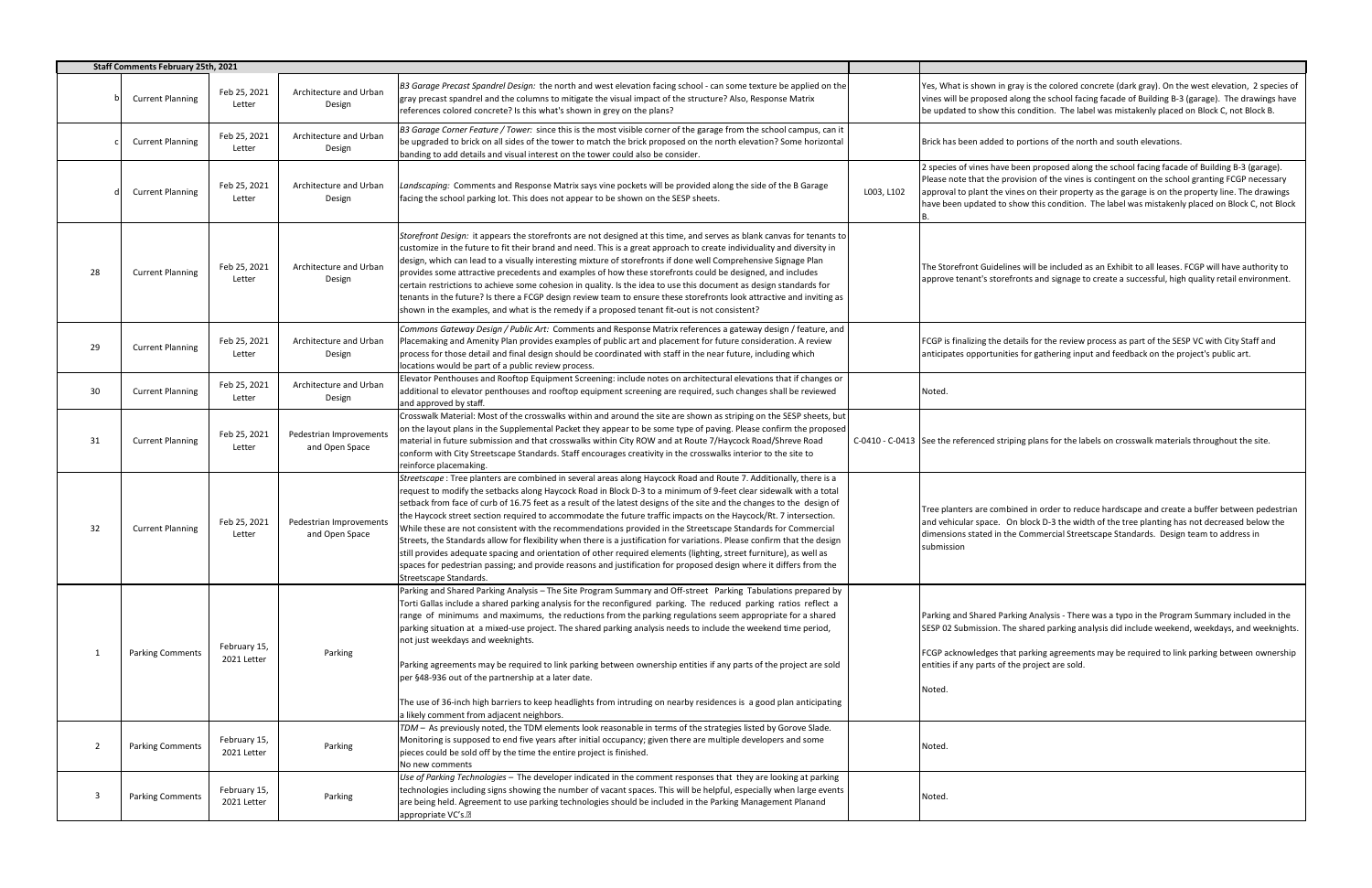| Staff Comments February 25th, 2021 | | | | | | |
|---|---|---|---|---|---|---|
| b | Current Planning | Feb 25, 2021 Letter | Architecture and Urban Design | *B3 Garage Precast Spandrel Design:* the north and west elevation facing school - can some texture be applied on the gray precast spandrel and the columns to mitigate the visual impact of the structure? Also, Response Matrix references colored concrete? Is this what's shown in grey on the plans? | | Yes, What is shown in gray is the colored concrete (dark gray). On the west elevation, 2 species of vines will be proposed along the school facing facade of Building B-3 (garage). The drawings have be updated to show this condition. The label was mistakenly placed on Block C, not Block B. |
| c | Current Planning | Feb 25, 2021 Letter | Architecture and Urban Design | *B3 Garage Corner Feature / Tower:* since this is the most visible corner of the garage from the school campus, can it be upgraded to brick on all sides of the tower to match the brick proposed on the north elevation? Some horizontal banding to add details and visual interest on the tower could also be consider. | | Brick has been added to portions of the north and south elevations. |
| d | Current Planning | Feb 25, 2021 Letter | Architecture and Urban Design | *Landscaping:* Comments and Response Matrix says vine pockets will be provided along the side of the B Garage facing the school parking lot. This does not appear to be shown on the SESP sheets. | L003, L102 | 2 species of vines have been proposed along the school facing facade of Building B-3 (garage). Please note that the provision of the vines is contingent on the school granting FCGP necessary approval to plant the vines on their property as the garage is on the property line. The drawings have been updated to show this condition. The label was mistakenly placed on Block C, not Block B. |
| 28 | Current Planning | Feb 25, 2021 Letter | Architecture and Urban Design | *Storefront Design:* it appears the storefronts are not designed at this time, and serves as blank canvas for tenants to customize in the future to fit their brand and need. This is a great approach to create individuality and diversity in design, which can lead to a visually interesting mixture of storefronts if done well Comprehensive Signage Plan provides some attractive precedents and examples of how these storefronts could be designed, and includes certain restrictions to achieve some cohesion in quality. Is the idea to use this document as design standards for tenants in the future? Is there a FCGP design review team to ensure these storefronts look attractive and inviting as shown in the examples, and what is the remedy if a proposed tenant fit-out is not consistent? | | The Storefront Guidelines will be included as an Exhibit to all leases. FCGP will have authority to approve tenant's storefronts and signage to create a successful, high quality retail environment. |
| 29 | Current Planning | Feb 25, 2021 Letter | Architecture and Urban Design | *Commons Gateway Design / Public Art:* Comments and Response Matrix references a gateway design / feature, and Placemaking and Amenity Plan provides examples of public art and placement for future consideration. A review process for those detail and final design should be coordinated with staff in the near future, including which locations would be part of a public review process. | | FCGP is finalizing the details for the review process as part of the SESP VC with City Staff and anticipates opportunities for gathering input and feedback on the project's public art. |
| 30 | Current Planning | Feb 25, 2021 Letter | Architecture and Urban Design | Elevator Penthouses and Rooftop Equipment Screening: include notes on architectural elevations that if changes or additional to elevator penthouses and rooftop equipment screening are required, such changes shall be reviewed and approved by staff. | | Noted. |
| 31 | Current Planning | Feb 25, 2021 Letter | Pedestrian Improvements and Open Space | Crosswalk Material: Most of the crosswalks within and around the site are shown as striping on the SESP sheets, but on the layout plans in the Supplemental Packet they appear to be some type of paving. Please confirm the proposed material in future submission and that crosswalks within City ROW and at Route 7/Haycock Road/Shreve Road conform with City Streetscape Standards. Staff encourages creativity in the crosswalks interior to the site to reinforce placemaking. | C-0410 - C-0413 | See the referenced striping plans for the labels on crosswalk materials throughout the site. |
| 32 | Current Planning | Feb 25, 2021 Letter | Pedestrian Improvements and Open Space | *Streetscape* : Tree planters are combined in several areas along Haycock Road and Route 7. Additionally, there is a request to modify the setbacks along Haycock Road in Block D-3 to a minimum of 9-feet clear sidewalk with a total setback from face of curb of 16.75 feet as a result of the latest designs of the site and the changes to the design of the Haycock street section required to accommodate the future traffic impacts on the Haycock/Rt. 7 intersection. While these are not consistent with the recommendations provided in the Streetscape Standards for Commercial Streets, the Standards allow for flexibility when there is a justification for variations. Please confirm that the design still provides adequate spacing and orientation of other required elements (lighting, street furniture), as well as spaces for pedestrian passing; and provide reasons and justification for proposed design where it differs from the Streetscape Standards. | | Tree planters are combined in order to reduce hardscape and create a buffer between pedestrian and vehicular space. On block D-3 the width of the tree planting has not decreased below the dimensions stated in the Commercial Streetscape Standards. Design team to address in submission |
| 1 | Parking Comments | February 15, 2021 Letter | Parking | Parking and Shared Parking Analysis – The Site Program Summary and Off-street Parking Tabulations prepared by Torti Gallas include a shared parking analysis for the reconfigured parking. The reduced parking ratios reflect a range of minimums and maximums, the reductions from the parking regulations seem appropriate for a shared parking situation at a mixed-use project. The shared parking analysis needs to include the weekend time period, not just weekdays and weeknights.<br><br>Parking agreements may be required to link parking between ownership entities if any parts of the project are sold per §48-936 out of the partnership at a later date.<br><br>The use of 36-inch high barriers to keep headlights from intruding on nearby residences is a good plan anticipating a likely comment from adjacent neighbors. | | Parking and Shared Parking Analysis - There was a typo in the Program Summary included in the SESP 02 Submission. The shared parking analysis did include weekend, weekdays, and weeknights.<br><br>FCGP acknowledges that parking agreements may be required to link parking between ownership entities if any parts of the project are sold.<br><br>Noted. |
| 2 | Parking Comments | February 15, 2021 Letter | Parking | *TDM* – As previously noted, the TDM elements look reasonable in terms of the strategies listed by Gorove Slade. Monitoring is supposed to end five years after initial occupancy; given there are multiple developers and some pieces could be sold off by the time the entire project is finished.<br>No new comments | | Noted. |
| 3 | Parking Comments | February 15, 2021 Letter | Parking | *Use of Parking Technologies* – The developer indicated in the comment responses that they are looking at parking technologies including signs showing the number of vacant spaces. This will be helpful, especially when large events are being held. Agreement to use parking technologies should be included in the Parking Management Planand appropriate VC's.? | | Noted. |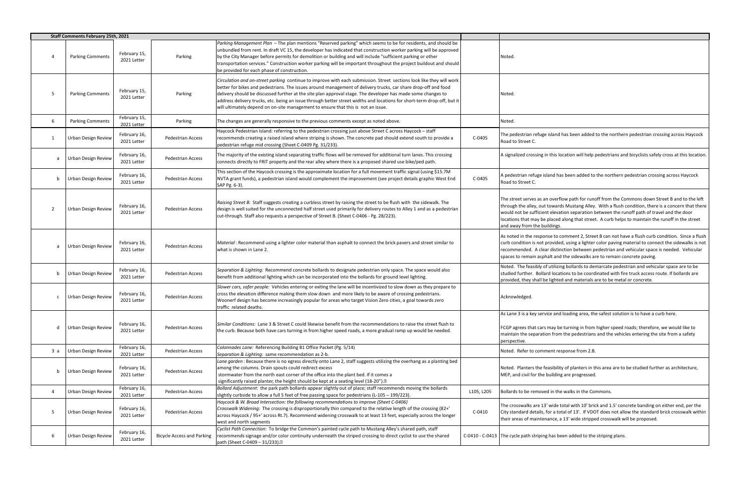| Staff Comments February 25th, 2021 | | | | | | |
|---|---|---|---|---|---|---|
| 4 | Parking Comments | February 15, 2021 Letter | Parking | *Parking Management Plan* – The plan mentions "Reserved parking" which seems to be for residents, and should be unbundled from rent. In draft VC 15, the developer has indicated that construction worker parking will be approved by the City Manager before permits for demolition or building and will include "sufficient parking or other transportation services." Construction worker parking will be important throughout the project buildout and should be provided for each phase of construction. | | Noted. |
| 5 | Parking Comments | February 15, 2021 Letter | Parking | *Circulation and on-street parking* continue to improve with each submission. Street sections look like they will work better for bikes and pedestrians. The issues around management of delivery trucks, car share drop-off and food delivery should be discussed further at the site plan approval stage. The developer has made some changes to address delivery trucks, etc. being an issue through better street widths and locations for short-term drop-off, but it will ultimately depend on on-site management to ensure that this is not an issue. | | Noted. |
| 6 | Parking Comments | February 15, 2021 Letter | Parking | The changes are generally responsive to the previous comments except as noted above. | | Noted. |
| 1 | Urban Design Review | February 16, 2021 Letter | Pedestrian Access | Haycock Pedestrian Island: referring to the pedestrian crossing just above Street C across Haycock – staff recommends creating a raised island where striping is shown. The concrete pad should extend south to provide a pedestrian refuge mid crossing (Sheet C-0409 Pg. 31/233). | C-0405 | The pedestrian refuge island has been added to the northern pedestrian crossing across Haycock Road to Street C. |
| a | Urban Design Review | February 16, 2021 Letter | Pedestrian Access | The majority of the existing island separating traffic flows will be removed for additional turn lanes. This crossing connects directly to FRIT property and the rear alley where there is a proposed shared use bike/ped path. | | A signalized crossing in this location will help pedestrians and bicyclists safely cross at this location. |
| b | Urban Design Review | February 16, 2021 Letter | Pedestrian Access | This section of the Haycock crossing is the approximate location for a full movement traffic signal (using $15.7M NVTA grant funds), a pedestrian island would complement the improvement (see project details graphic West End SAP Pg. 6-3). | C-0405 | A pedestrian refuge island has been added to the northern pedestrian crossing across Haycock Road to Street C. |
| 2 | Urban Design Review | February 16, 2021 Letter | Pedestrian Access | *Raising Street B:* Staff suggests creating a curbless street by raising the street to be flush with the sidewalk. The design is well suited for the unconnected half street used primarily for delivery routes to Alley 1 and as a pedestrian cut-through. Staff also requests a perspective of Street B. (Sheet C-0406 - Pg. 28/223). | | The street serves as an overflow path for runoff from the Commons down Street B and to the left through the alley, out towards Mustang Alley. With a flush condition, there is a concern that there would not be sufficient elevation separation between the runoff path of travel and the door locations that may be placed along that street. A curb helps to maintain the runoff in the street and away from the buildings. |
| a | Urban Design Review | February 16, 2021 Letter | Pedestrian Access | *Material* : Recommend using a lighter color material than asphalt to connect the brick pavers and street similar to what is shown in Lane 2. | | As noted in the response to comment 2, Street B can not have a flush curb condition. Since a flush curb condition is not provided, using a lighter color paving material to connect the sidewalks is not recommended. A clear distinction between pedestrian and vehicular space is needed. Vehicular spaces to remain asphalt and the sidewalks are to remain concrete paving. |
| b | Urban Design Review | February 16, 2021 Letter | Pedestrian Access | *Separation & Lighting:* Recommend concrete bollards to designate pedestrian only space. The space would also benefit from additional lighting which can be incorporated into the bollards for ground level lighting. | | Noted. The feasibly of utilizing bollards to demarcate pedestrian and vehicular space are to be studied further. Bollard locations to be coordinated with fire truck access route. If bollards are provided, they shall be lighted and materials are to be metal or concrete. |
| c | Urban Design Review | February 16, 2021 Letter | Pedestrian Access | *Slower cars, safer people:* Vehicles entering or exiting the lane will be incentivized to slow down as they prepare to cross the elevation difference making them slow down and more likely to be aware of crossing pedestrians. Woonerf design has become increasingly popular for areas who target Vision Zero cities, a goal towards zero traffic related deaths. | | Acknowledged. |
| d | Urban Design Review | February 16, 2021 Letter | Pedestrian Access | *Similar Conditions:* Lane 3 & Street C could likewise benefit from the recommendations to raise the street flush to the curb. Because both have cars turning in from higher speed roads, a more gradual ramp up would be needed. | | As Lane 3 is a key service and loading area, the safest solution is to have a curb here.<br><br>FCGP agrees that cars may be turning in from higher speed roads; therefore, we would like to maintain the separation from the pedestrians and the vehicles entering the site from a safety perspective. |
| 3 a | Urban Design Review | February 16, 2021 Letter | Pedestrian Access | *Colonnades Lane:* Referencing Building B1 Office Packet (Pg. 5/14)<br>*Separation & Lighting:* same recommendation as 2-b. | | Noted. Refer to comment response from 2.B. |
| b | Urban Design Review | February 16, 2021 Letter | Pedestrian Access | *Lane garden* : Because there is no egress directly onto Lane 2, staff suggests utilizing the overhang as a planting bed among the columns. Drain spouts could redirect excess stormwater from the north east corner of the office into the plant bed. If it comes a significantly raised planter, the height should be kept at a seating level (18-20"). | | Noted. Planters the feasibility of planters in this area are to be studied further as architecture, MEP, and civil for the building are progressed. |
| 4 | Urban Design Review | February 16, 2021 Letter | Pedestrian Access | *Bollard Adjustment:* the park path bollards appear slightly out of place; staff recommends moving the bollards slightly curbside to allow a full 5 feet of free passing space for pedestrians (L-105 – 199/223). | L105, L205 | Bollards to be removed in the walks in the Commons. |
| 5 | Urban Design Review | February 16, 2021 Letter | Pedestrian Access | *Haycock & W. Broad Intersection: the following recommendations to improve (Sheet C-0406)*<br>*Crosswalk Widening:* The crossing is disproportionally thin compared to the relative length of the crossing (82+' across Haycock / 95+' across Rt.7). Recommend widening crosswalk to at least 13 feet, especially across the longer west and north segments | C-0410 | The crosswalks are 13' wide total with 10' brick and 1.5' concrete banding on either end, per the City standard details, for a total of 13'. If VDOT does not allow the standard brick crosswalk within their areas of maintenance, a 13' wide stripped crosswalk will be proposed. |
| 6 | Urban Design Review | February 16, 2021 Letter | Bicycle Access and Parking | *Cyclist Path Connection:* To bridge the Common's painted cycle path to Mustang Alley's shared path, staff recommends signage and/or color continuity underneath the striped crossing to direct cyclist to use the shared path (Sheet C-0409 – 31/223). | C-0410 - C-0413 | The cycle path striping has been added to the striping plans. |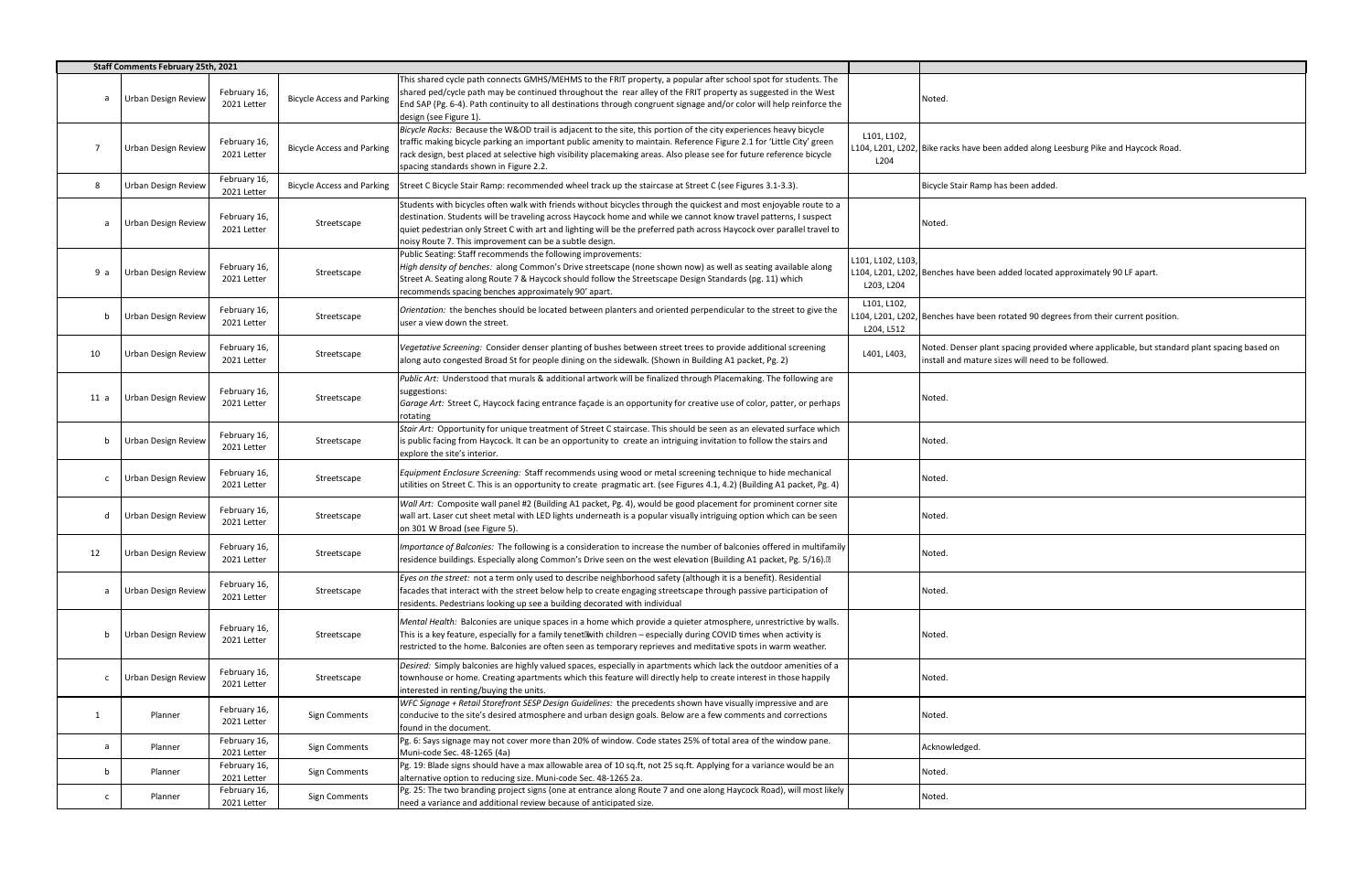| Staff Comments February 25th, 2021 | | | | | | |
|---|---|---|---|---|---|---|
| a | Urban Design Review | February 16, 2021 Letter | Bicycle Access and Parking | This shared cycle path connects GMHS/MEHMS to the FRIT property, a popular after school spot for students. The shared ped/cycle path may be continued throughout the rear alley of the FRIT property as suggested in the West End SAP (Pg. 6-4). Path continuity to all destinations through congruent signage and/or color will help reinforce the design (see Figure 1). | | Noted. |
| 7 | Urban Design Review | February 16, 2021 Letter | Bicycle Access and Parking | *Bicycle Racks:* Because the W&OD trail is adjacent to the site, this portion of the city experiences heavy bicycle traffic making bicycle parking an important public amenity to maintain. Reference Figure 2.1 for 'Little City' green rack design, best placed at selective high visibility placemaking areas. Also please see for future reference bicycle spacing standards shown in Figure 2.2. | L101, L102, L104, L201, L202, L204 | Bike racks have been added along Leesburg Pike and Haycock Road. |
| 8 | Urban Design Review | February 16, 2021 Letter | Bicycle Access and Parking | Street C Bicycle Stair Ramp: recommended wheel track up the staircase at Street C (see Figures 3.1-3.3). | | Bicycle Stair Ramp has been added. |
| a | Urban Design Review | February 16, 2021 Letter | Streetscape | Students with bicycles often walk with friends without bicycles through the quickest and most enjoyable route to a destination. Students will be traveling across Haycock home and while we cannot know travel patterns, I suspect quiet pedestrian only Street C with art and lighting will be the preferred path across Haycock over parallel travel to noisy Route 7. This improvement can be a subtle design. | | Noted. |
| 9 a | Urban Design Review | February 16, 2021 Letter | Streetscape | Public Seating: Staff recommends the following improvements:<br>*High density of benches:* along Common's Drive streetscape (none shown now) as well as seating available along Street A. Seating along Route 7 & Haycock should follow the Streetscape Design Standards (pg. 11) which recommends spacing benches approximately 90' apart. | L101, L102, L103, L104, L201, L202, L203, L204 | Benches have been added located approximately 90 LF apart. |
| b | Urban Design Review | February 16, 2021 Letter | Streetscape | *Orientation:* the benches should be located between planters and oriented perpendicular to the street to give the user a view down the street. | L101, L102, L104, L201, L202, L204, L512 | Benches have been rotated 90 degrees from their current position. |
| 10 | Urban Design Review | February 16, 2021 Letter | Streetscape | *Vegetative Screening:* Consider denser planting of bushes between street trees to provide additional screening along auto congested Broad St for people dining on the sidewalk. (Shown in Building A1 packet, Pg. 2) | L401, L403, | Noted. Denser plant spacing provided where applicable, but standard plant spacing based on install and mature sizes will need to be followed. |
| 11 a | Urban Design Review | February 16, 2021 Letter | Streetscape | *Public Art:* Understood that murals & additional artwork will be finalized through Placemaking. The following are suggestions:<br>*Garage Art:* Street C, Haycock facing entrance façade is an opportunity for creative use of color, patter, or perhaps rotating | | Noted. |
| b | Urban Design Review | February 16, 2021 Letter | Streetscape | *Stair Art:* Opportunity for unique treatment of Street C staircase. This should be seen as an elevated surface which is public facing from Haycock. It can be an opportunity to create an intriguing invitation to follow the stairs and explore the site's interior. | | Noted. |
| c | Urban Design Review | February 16, 2021 Letter | Streetscape | *Equipment Enclosure Screening:* Staff recommends using wood or metal screening technique to hide mechanical utilities on Street C. This is an opportunity to create pragmatic art. (see Figures 4.1, 4.2) (Building A1 packet, Pg. 4) | | Noted. |
| d | Urban Design Review | February 16, 2021 Letter | Streetscape | *Wall Art:* Composite wall panel #2 (Building A1 packet, Pg. 4), would be good placement for prominent corner site wall art. Laser cut sheet metal with LED lights underneath is a popular visually intriguing option which can be seen on 301 W Broad (see Figure 5). | | Noted. |
| 12 | Urban Design Review | February 16, 2021 Letter | Streetscape | *Importance of Balconies:* The following is a consideration to increase the number of balconies offered in multifamily residence buildings. Especially along Common's Drive seen on the west elevation (Building A1 packet, Pg. 5/16). | | Noted. |
| a | Urban Design Review | February 16, 2021 Letter | Streetscape | *Eyes on the street:* not a term only used to describe neighborhood safety (although it is a benefit). Residential facades that interact with the street below help to create engaging streetscape through passive participation of residents. Pedestrians looking up see a building decorated with individual | | Noted. |
| b | Urban Design Review | February 16, 2021 Letter | Streetscape | *Mental Health:* Balconies are unique spaces in a home which provide a quieter atmosphere, unrestrictive by walls. This is a key feature, especially for a family tenet with children – especially during COVID times when activity is restricted to the home. Balconies are often seen as temporary reprieves and meditative spots in warm weather. | | Noted. |
| c | Urban Design Review | February 16, 2021 Letter | Streetscape | *Desired:* Simply balconies are highly valued spaces, especially in apartments which lack the outdoor amenities of a townhouse or home. Creating apartments which this feature will directly help to create interest in those happily interested in renting/buying the units. | | Noted. |
| 1 | Planner | February 16, 2021 Letter | Sign Comments | *WFC Signage + Retail Storefront SESP Design Guidelines:* the precedents shown have visually impressive and are conducive to the site's desired atmosphere and urban design goals. Below are a few comments and corrections found in the document. | | Noted. |
| a | Planner | February 16, 2021 Letter | Sign Comments | Pg. 6: Says signage may not cover more than 20% of window. Code states 25% of total area of the window pane. Muni-code Sec. 48-1265 (4a) | | Acknowledged. |
| b | Planner | February 16, 2021 Letter | Sign Comments | Pg. 19: Blade signs should have a max allowable area of 10 sq.ft, not 25 sq.ft. Applying for a variance would be an alternative option to reducing size. Muni-code Sec. 48-1265 2a. | | Noted. |
| c | Planner | February 16, 2021 Letter | Sign Comments | Pg. 25: The two branding project signs (one at entrance along Route 7 and one along Haycock Road), will most likely need a variance and additional review because of anticipated size. | | Noted. |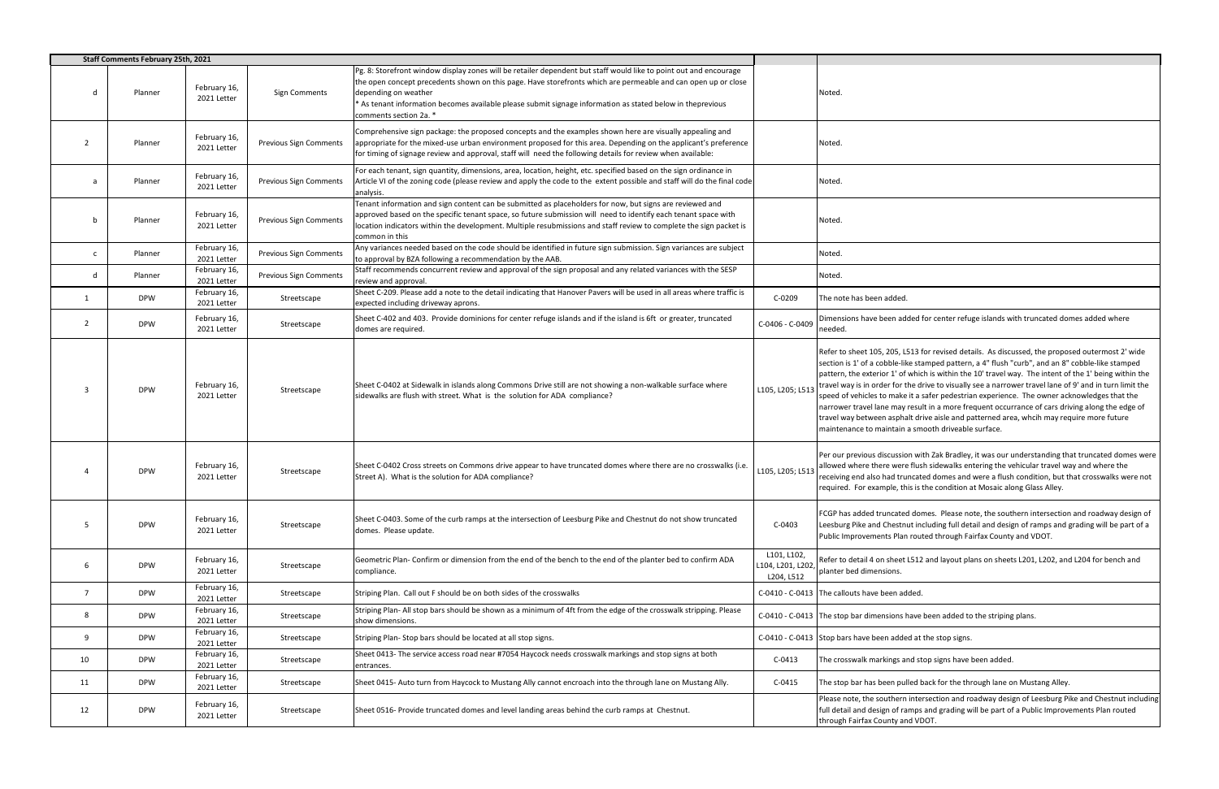| Staff Comments February 25th, 2021 | | | | | | |
|---|---|---|---|---|---|---|
| d | Planner | February 16, 2021 Letter | Sign Comments | Pg. 8: Storefront window display zones will be retailer dependent but staff would like to point out and encourage the open concept precedents shown on this page. Have storefronts which are permeable and can open up or close depending on weather<br>* As tenant information becomes available please submit signage information as stated below in theprevious comments section 2a. * | | Noted. |
| 2 | Planner | February 16, 2021 Letter | Previous Sign Comments | Comprehensive sign package: the proposed concepts and the examples shown here are visually appealing and appropriate for the mixed-use urban environment proposed for this area. Depending on the applicant's preference for timing of signage review and approval, staff will need the following details for review when available: | | Noted. |
| a | Planner | February 16, 2021 Letter | Previous Sign Comments | For each tenant, sign quantity, dimensions, area, location, height, etc. specified based on the sign ordinance in Article VI of the zoning code (please review and apply the code to the extent possible and staff will do the final code analysis. | | Noted. |
| b | Planner | February 16, 2021 Letter | Previous Sign Comments | Tenant information and sign content can be submitted as placeholders for now, but signs are reviewed and approved based on the specific tenant space, so future submission will need to identify each tenant space with location indicators within the development. Multiple resubmissions and staff review to complete the sign packet is common in this | | Noted. |
| c | Planner | February 16, 2021 Letter | Previous Sign Comments | Any variances needed based on the code should be identified in future sign submission. Sign variances are subject to approval by BZA following a recommendation by the AAB. | | Noted. |
| d | Planner | February 16, 2021 Letter | Previous Sign Comments | Staff recommends concurrent review and approval of the sign proposal and any related variances with the SESP review and approval. | | Noted. |
| 1 | DPW | February 16, 2021 Letter | Streetscape | Sheet C-209. Please add a note to the detail indicating that Hanover Pavers will be used in all areas where traffic is expected including driveway aprons. | C-0209 | The note has been added. |
| 2 | DPW | February 16, 2021 Letter | Streetscape | Sheet C-402 and 403. Provide dominions for center refuge islands and if the island is 6ft or greater, truncated domes are required. | C-0406 - C-0409 | Dimensions have been added for center refuge islands with truncated domes added where needed. |
| 3 | DPW | February 16, 2021 Letter | Streetscape | Sheet C-0402 at Sidewalk in islands along Commons Drive still are not showing a non-walkable surface where sidewalks are flush with street. What is the solution for ADA compliance? | L105, L205; L513 | Refer to sheet 105, 205, L513 for revised details. As discussed, the proposed outermost 2' wide section is 1' of a cobble-like stamped pattern, a 4" flush "curb", and an 8" cobble-like stamped pattern, the exterior 1' of which is within the 10' travel way. The intent of the 1' being within the travel way is in order for the drive to visually see a narrower travel lane of 9' and in turn limit the speed of vehicles to make it a safer pedestrian experience. The owner acknowledges that the narrower travel lane may result in a more frequent occurrance of cars driving along the edge of travel way between asphalt drive aisle and patterned area, whcih may require more future maintenance to maintain a smooth driveable surface. |
| 4 | DPW | February 16, 2021 Letter | Streetscape | Sheet C-0402 Cross streets on Commons drive appear to have truncated domes where there are no crosswalks (i.e. Street A). What is the solution for ADA compliance? | L105, L205; L513 | Per our previous discussion with Zak Bradley, it was our understanding that truncated domes were allowed where there were flush sidewalks entering the vehicular travel way and where the receiving end also had truncated domes and were a flush condition, but that crosswalks were not required. For example, this is the condition at Mosaic along Glass Alley. |
| 5 | DPW | February 16, 2021 Letter | Streetscape | Sheet C-0403. Some of the curb ramps at the intersection of Leesburg Pike and Chestnut do not show truncated domes. Please update. | C-0403 | FCGP has added truncated domes. Please note, the southern intersection and roadway design of Leesburg Pike and Chestnut including full detail and design of ramps and grading will be part of a Public Improvements Plan routed through Fairfax County and VDOT. |
| 6 | DPW | February 16, 2021 Letter | Streetscape | Geometric Plan- Confirm or dimension from the end of the bench to the end of the planter bed to confirm ADA compliance. | L101, L102, L104, L201, L202, L204, L512 | Refer to detail 4 on sheet L512 and layout plans on sheets L201, L202, and L204 for bench and planter bed dimensions. |
| 7 | DPW | February 16, 2021 Letter | Streetscape | Striping Plan. Call out F should be on both sides of the crosswalks | C-0410 - C-0413 | The callouts have been added. |
| 8 | DPW | February 16, 2021 Letter | Streetscape | Striping Plan- All stop bars should be shown as a minimum of 4ft from the edge of the crosswalk stripping. Please show dimensions. | C-0410 - C-0413 | The stop bar dimensions have been added to the striping plans. |
| 9 | DPW | February 16, 2021 Letter | Streetscape | Striping Plan- Stop bars should be located at all stop signs. | C-0410 - C-0413 | Stop bars have been added at the stop signs. |
| 10 | DPW | February 16, 2021 Letter | Streetscape | Sheet 0413- The service access road near #7054 Haycock needs crosswalk markings and stop signs at both entrances. | C-0413 | The crosswalk markings and stop signs have been added. |
| 11 | DPW | February 16, 2021 Letter | Streetscape | Sheet 0415- Auto turn from Haycock to Mustang Ally cannot encroach into the through lane on Mustang Ally. | C-0415 | The stop bar has been pulled back for the through lane on Mustang Alley. |
| 12 | DPW | February 16, 2021 Letter | Streetscape | Sheet 0516- Provide truncated domes and level landing areas behind the curb ramps at Chestnut. | | Please note, the southern intersection and roadway design of Leesburg Pike and Chestnut including full detail and design of ramps and grading will be part of a Public Improvements Plan routed through Fairfax County and VDOT. |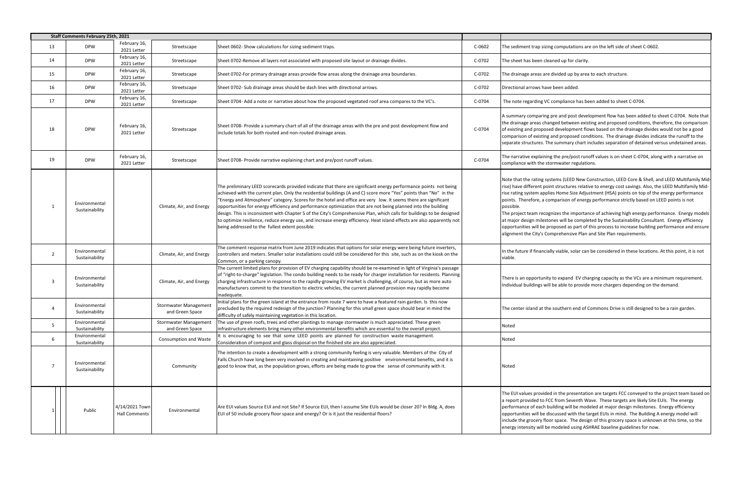| Staff Comments February 25th, 2021 | | | | | | |
|---|---|---|---|---|---|---|
| 13 | DPW | February 16, 2021 Letter | Streetscape | Sheet 0602- Show calculations for sizing sediment traps. | C-0602 | The sediment trap sizing computations are on the left side of sheet C-0602. |
| 14 | DPW | February 16, 2021 Letter | Streetscape | Sheet 0702-Remove all layers not associated with proposed site layout or drainage divides. | C-0702 | The sheet has been cleaned up for clarity. |
| 15 | DPW | February 16, 2021 Letter | Streetscape | Sheet 0702-For primary drainage areas provide flow areas along the drainage area boundaries. | C-0702 | The drainage areas are divided up by area to each structure. |
| 16 | DPW | February 16, 2021 Letter | Streetscape | Sheet 0702- Sub drainage areas should be dash lines with directional arrows. | C-0702 | Directional arrows have been added. |
| 17 | DPW | February 16, 2021 Letter | Streetscape | Sheet 0704- Add a note or narrative about how the proposed vegetated roof area compares to the VC's. | C-0704 | The note regarding VC compliance has been added to sheet C-0704. |
| 18 | DPW | February 16, 2021 Letter | Streetscape | Sheet 0708- Provide a summary chart of all of the drainage areas with the pre and post development flow and include totals for both routed and non-routed drainage areas. | C-0704 | A summary comparing pre and post development flow has been added to sheet C-0704. Note that the drainage areas changed between existing and proposed conditions, therefore, the comparison of existing and proposed development flows based on the drainage divides would not be a good comparison of existing and proposed conditions. The drainage divides indicate the runoff to the separate structures. The summary chart includes separation of detained versus undetained areas. |
| 19 | DPW | February 16, 2021 Letter | Streetscape | Sheet 0708- Provide narrative explaining chart and pre/post runoff values. | C-0704 | The narrative explaining the pre/post runoff values is on sheet C-0704, along with a narrative on compliance with the stormwater regulations. |
| 1 | Environmental Sustainability | | Climate, Air, and Energy | The preliminary LEED scorecards provided indicate that there are significant energy performance points not being achieved with the current plan. Only the residential buildings (A and C) score more "Yes" points than "No" in the "Energy and Atmosphere" category. Scores for the hotel and office are very low. It seems there are significant opportunities for energy efficiency and performance optimization that are not being planned into the building design. This is inconsistent with Chapter 5 of the City's Comprehensive Plan, which calls for buildings to be designed to optimize resilience, reduce energy use, and increase energy efficiency. Heat island effects are also apparently not being addressed to the fullest extent possible. | | Note that the rating systems (LEED New Construction, LEED Core & Shell, and LEED Multifamily Mid-rise) have different point structures relative to energy cost savings. Also, the LEED Multifamily Mid-rise rating system applies Home Size Adjustment (HSA) points on top of the energy performance points. Therefore, a comparison of energy performance strictly based on LEED points is not possible.<br>The project team recognizes the importance of achieving high energy performance. Energy models at major design milestones will be completed by the Sustainability Consultant. Energy efficiency opportunities will be proposed as part of this process to increase building performance and ensure alignment the City's Comprehensive Plan and Site Plan requirements. |
| 2 | Environmental Sustainability | | Climate, Air, and Energy | The comment response matrix from June 2019 indicates that options for solar energy were being future inverters, controllers and meters. Smaller solar installations could still be considered for this site, such as on the kiosk on the Common, or a parking canopy. | | In the future if financially viable, solar can be considered in these locations. At this point, it is not viable. |
| 3 | Environmental Sustainability | | Climate, Air, and Energy | The current limited plans for provision of EV charging capability should be re-examined in light of Virginia's passage of "right-to-charge" legislation. The condo building needs to be ready for charger installation for residents. Planning charging infrastructure in response to the rapidly-growing EV market is challenging, of course, but as more auto manufacturers commit to the transition to electric vehicles, the current planned provision may rapidly become inadequate. | | There is an opportunity to expand EV charging capacity as the VCs are a minimum requirement. Individual buildings will be able to provide more chargers depending on the demand. |
| 4 | Environmental Sustainability | | Stormwater Management and Green Space | Initial plans for the green island at the entrance from route 7 were to have a featured rain garden. Is this now precluded by the required redesign of the junction? Planning for this small green space should bear in mind the difficulty of safely maintaining vegetation in this location. | | The center island at the southern end of Commons Drive is still designed to be a rain garden. |
| 5 | Environmental Sustainability | | Stormwater Management and Green Space | The use of green roofs, trees and other plantings to manage stormwater is much appreciated. These green infrastructure elements bring many other environmental benefits which are essential to the overall project. | | Noted |
| 6 | Environmental Sustainability | | Consumption and Waste | It is encouraging to see that some LEED points are planned for construction waste management. Consideration of compost and glass disposal on the finished site are also appreciated. | | Noted |
| 7 | Environmental Sustainability | | Community | The intention to create a development with a strong community feeling is very valuable. Members of the City of Falls Church have long been very involved in creating and maintaining positive environmental benefits, and it is good to know that, as the population grows, efforts are being made to grow the sense of community with it. | | Noted |
| 1 | Public | 4/14/2021 Town Hall Comments | Environmental | Are EUI values Source EUI and not Site? If Source EUI, then I assume Site EUIs would be closer 20? In Bldg. A, does EUI of 50 include grocery floor space and energy? Or is it just the residential floors? | | The EUI values provided in the presentation are targets FCC conveyed to the project team based on a report provided to FCC from Seventh Wave. These targets are likely Site EUIs. The energy performance of each building will be modeled at major design milestones. Energy efficiency opportunities will be discussed with the target EUIs in mind. The Building A energy model will include the grocery floor space. The design of this grocery space is unknown at this time, so the energy intensity will be modeled using ASHRAE baseline guidelines for now. |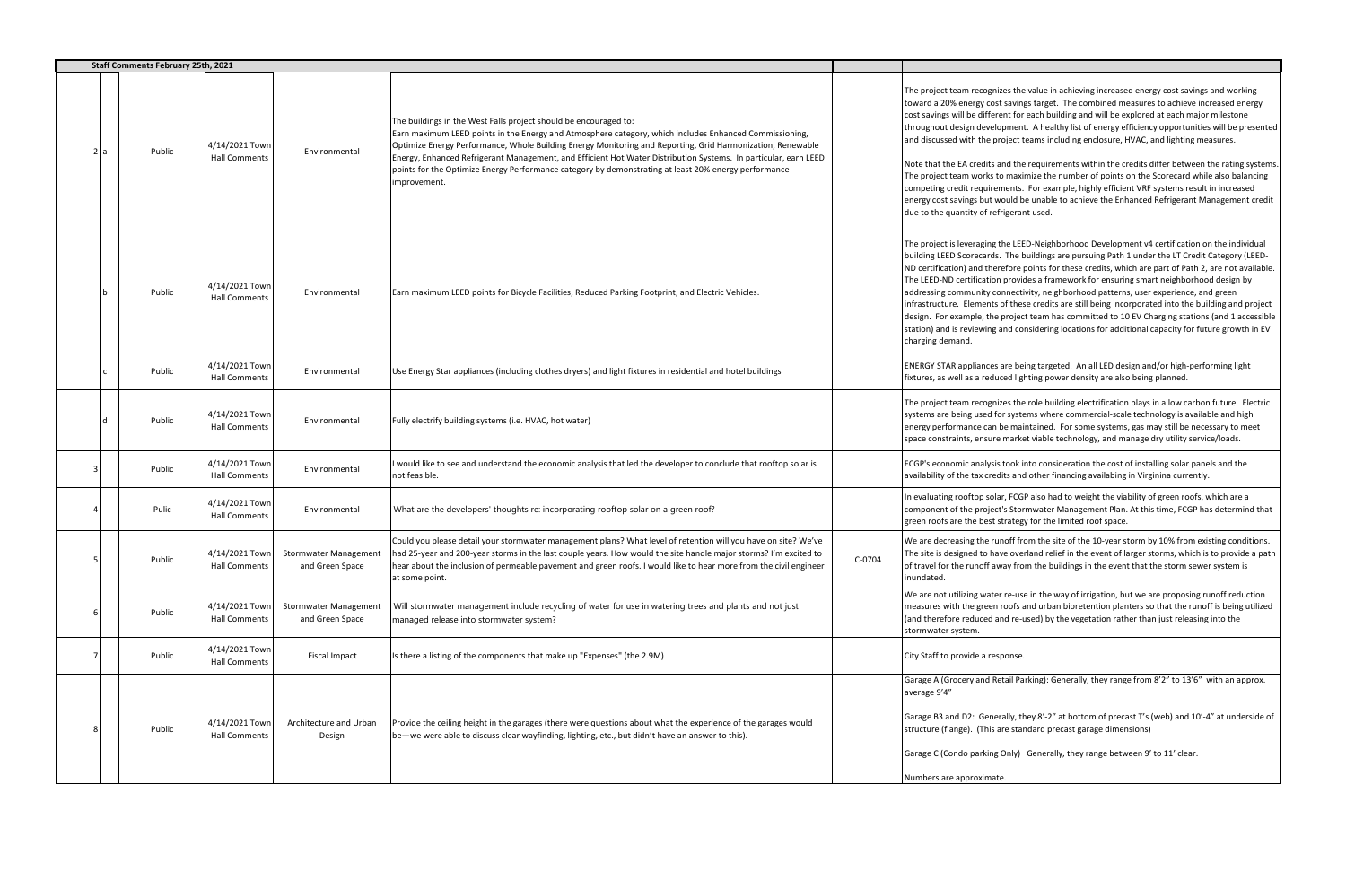| Staff Comments February 25th, 2021 | | | | | | | |
|---|---|---|---|---|---|---|---|
| 2 | a | Public | 4/14/2021 Town Hall Comments | Environmental | The buildings in the West Falls project should be encouraged to: Earn maximum LEED points in the Energy and Atmosphere category, which includes Enhanced Commissioning, Optimize Energy Performance, Whole Building Energy Monitoring and Reporting, Grid Harmonization, Renewable Energy, Enhanced Refrigerant Management, and Efficient Hot Water Distribution Systems. In particular, earn LEED points for the Optimize Energy Performance category by demonstrating at least 20% energy performance improvement. | | The project team recognizes the value in achieving increased energy cost savings and working toward a 20% energy cost savings target. The combined measures to achieve increased energy cost savings will be different for each building and will be explored at each major milestone throughout design development. A healthy list of energy efficiency opportunities will be presented and discussed with the project teams including enclosure, HVAC, and lighting measures.<br><br>Note that the EA credits and the requirements within the credits differ between the rating systems. The project team works to maximize the number of points on the Scorecard while also balancing competing credit requirements. For example, highly efficient VRF systems result in increased energy cost savings but would be unable to achieve the Enhanced Refrigerant Management credit due to the quantity of refrigerant used. |
| | b | Public | 4/14/2021 Town Hall Comments | Environmental | Earn maximum LEED points for Bicycle Facilities, Reduced Parking Footprint, and Electric Vehicles. | | The project is leveraging the LEED-Neighborhood Development v4 certification on the individual building LEED Scorecards. The buildings are pursuing Path 1 under the LT Credit Category (LEED-ND certification) and therefore points for these credits, which are part of Path 2, are not available. The LEED-ND certification provides a framework for ensuring smart neighborhood design by addressing community connectivity, neighborhood patterns, user experience, and green infrastructure. Elements of these credits are still being incorporated into the building and project design. For example, the project team has committed to 10 EV Charging stations (and 1 accessible station) and is reviewing and considering locations for additional capacity for future growth in EV charging demand. |
| | c | Public | 4/14/2021 Town Hall Comments | Environmental | Use Energy Star appliances (including clothes dryers) and light fixtures in residential and hotel buildings | | ENERGY STAR appliances are being targeted. An all LED design and/or high-performing light fixtures, as well as a reduced lighting power density are also being planned. |
| | d | Public | 4/14/2021 Town Hall Comments | Environmental | Fully electrify building systems (i.e. HVAC, hot water) | | The project team recognizes the role building electrification plays in a low carbon future. Electric systems are being used for systems where commercial-scale technology is available and high energy performance can be maintained. For some systems, gas may still be necessary to meet space constraints, ensure market viable technology, and manage dry utility service/loads. |
| 3 | | Public | 4/14/2021 Town Hall Comments | Environmental | I would like to see and understand the economic analysis that led the developer to conclude that rooftop solar is not feasible. | | FCGP's economic analysis took into consideration the cost of installing solar panels and the availability of the tax credits and other financing availabing in Virginina currently. |
| 4 | | Pulic | 4/14/2021 Town Hall Comments | Environmental | What are the developers' thoughts re: incorporating rooftop solar on a green roof? | | In evaluating rooftop solar, FCGP also had to weight the viability of green roofs, which are a component of the project's Stormwater Management Plan. At this time, FCGP has determind that green roofs are the best strategy for the limited roof space. |
| 5 | | Public | 4/14/2021 Town Hall Comments | Stormwater Management and Green Space | Could you please detail your stormwater management plans? What level of retention will you have on site? We've had 25-year and 200-year storms in the last couple years. How would the site handle major storms? I'm excited to hear about the inclusion of permeable pavement and green roofs. I would like to hear more from the civil engineer at some point. | C-0704 | We are decreasing the runoff from the site of the 10-year storm by 10% from existing conditions. The site is designed to have overland relief in the event of larger storms, which is to provide a path of travel for the runoff away from the buildings in the event that the storm sewer system is inundated. |
| 6 | | Public | 4/14/2021 Town Hall Comments | Stormwater Management and Green Space | Will stormwater management include recycling of water for use in watering trees and plants and not just managed release into stormwater system? | | We are not utilizing water re-use in the way of irrigation, but we are proposing runoff reduction measures with the green roofs and urban bioretention planters so that the runoff is being utilized (and therefore reduced and re-used) by the vegetation rather than just releasing into the stormwater system. |
| 7 | | Public | 4/14/2021 Town Hall Comments | Fiscal Impact | Is there a listing of the components that make up "Expenses" (the 2.9M) | | City Staff to provide a response. |
| 8 | | Public | 4/14/2021 Town Hall Comments | Architecture and Urban Design | Provide the ceiling height in the garages (there were questions about what the experience of the garages would be—we were able to discuss clear wayfinding, lighting, etc., but didn't have an answer to this). | | Garage A (Grocery and Retail Parking): Generally, they range from 8'2" to 13'6" with an approx. average 9'4"<br><br>Garage B3 and D2: Generally, they 8'-2" at bottom of precast T's (web) and 10'-4" at underside of structure (flange). (This are standard precast garage dimensions)<br><br>Garage C (Condo parking Only) Generally, they range between 9' to 11' clear.<br><br>Numbers are approximate. |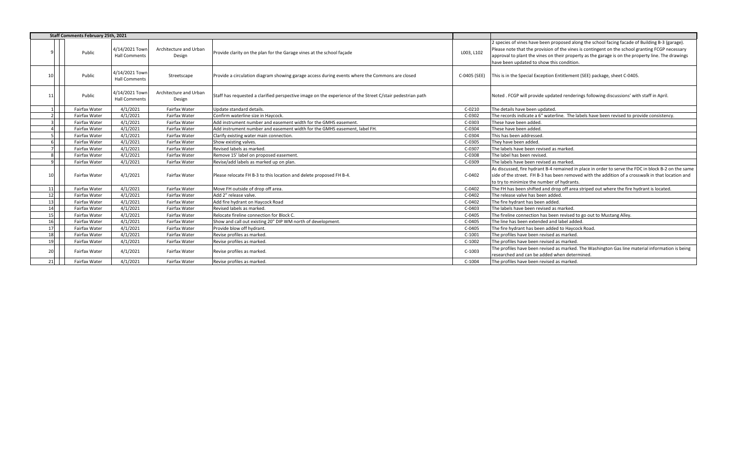| Staff Comments February 25th, 2021 | | | | | | | |
|---|---|---|---|---|---|---|---|
| 9 | | Public | 4/14/2021 Town Hall Comments | Architecture and Urban Design | Provide clarity on the plan for the Garage vines at the school façade | L003, L102 | 2 species of vines have been proposed along the school facing facade of Building B-3 (garage). Please note that the provision of the vines is contingent on the school granting FCGP necessary approval to plant the vines on their property as the garage is on the property line. The drawings have been updated to show this condition. |
| 10 | | Public | 4/14/2021 Town Hall Comments | Streetscape | Provide a circulation diagram showing garage access during events where the Commons are closed | C-0405 (SEE) | This is in the Special Exception Entitlement (SEE) package, sheet C-0405. |
| 11 | | Public | 4/14/2021 Town Hall Comments | Architecture and Urban Design | Staff has requested a clarified perspective image on the experience of the Street C/stair pedestrian path | | Noted . FCGP will provide updated renderings following discussions' with staff in April. |
| 1 | | Fairfax Water | 4/1/2021 | Fairfax Water | Update standard details. | C-0210 | The details have been updated. |
| 2 | | Fairfax Water | 4/1/2021 | Fairfax Water | Confirm waterline size in Haycock. | C-0302 | The records indicate a 6" waterline. The labels have been revised to provide consistency. |
| 3 | | Fairfax Water | 4/1/2021 | Fairfax Water | Add instrument number and easement width for the GMHS easement. | C-0303 | These have been added. |
| 4 | | Fairfax Water | 4/1/2021 | Fairfax Water | Add instrument number and easement width for the GMHS easement, label FH. | C-0304 | These have been added. |
| 5 | | Fairfax Water | 4/1/2021 | Fairfax Water | Clarify existing water main connection. | C-0304 | This has been addressed. |
| 6 | | Fairfax Water | 4/1/2021 | Fairfax Water | Show existing valves. | C-0305 | They have been added. |
| 7 | | Fairfax Water | 4/1/2021 | Fairfax Water | Revised labels as marked. | C-0307 | The labels have been revised as marked. |
| 8 | | Fairfax Water | 4/1/2021 | Fairfax Water | Remove 15' label on proposed easement. | C-0308 | The label has been revised. |
| 9 | | Fairfax Water | 4/1/2021 | Fairfax Water | Revise/add labels as marked up on plan. | C-0309 | The labels have been revised as marked. |
| 10 | | Fairfax Water | 4/1/2021 | Fairfax Water | Please relocate FH B-3 to this location and delete proposed FH B-4. | C-0402 | As discussed, fire hydrant B-4 remained in place in order to serve the FDC in block B-2 on the same side of the street. FH B-3 has been removed with the addition of a crosswalk in that location and to try to minimize the number of hydrants. |
| 11 | | Fairfax Water | 4/1/2021 | Fairfax Water | Move FH outside of drop off area. | C-0402 | The FH has been shifted and drop off area striped out where the fire hydrant is located. |
| 12 | | Fairfax Water | 4/1/2021 | Fairfax Water | Add 2" release valve. | C-0402 | The release valve has been added. |
| 13 | | Fairfax Water | 4/1/2021 | Fairfax Water | Add fire hydrant on Haycock Road | C-0402 | The fire hydrant has been added. |
| 14 | | Fairfax Water | 4/1/2021 | Fairfax Water | Revised labels as marked. | C-0403 | The labels have been revised as marked. |
| 15 | | Fairfax Water | 4/1/2021 | Fairfax Water | Relocate fireline connection for Block C. | C-0405 | The fireline connection has been revised to go out to Mustang Alley. |
| 16 | | Fairfax Water | 4/1/2021 | Fairfax Water | Show and call out existing 20" DIP WM north of development. | C-0405 | The line has been extended and label added. |
| 17 | | Fairfax Water | 4/1/2021 | Fairfax Water | Provide blow off hydrant. | C-0405 | The fire hydrant has been added to Haycock Road. |
| 18 | | Fairfax Water | 4/1/2021 | Fairfax Water | Revise profiles as marked. | C-1001 | The profiles have been revised as marked. |
| 19 | | Fairfax Water | 4/1/2021 | Fairfax Water | Revise profiles as marked. | C-1002 | The profiles have been revised as marked. |
| 20 | | Fairfax Water | 4/1/2021 | Fairfax Water | Revise profiles as marked. | C-1003 | The profiles have been revised as marked. The Washington Gas line material information is being researched and can be added when determined. |
| 21 | | Fairfax Water | 4/1/2021 | Fairfax Water | Revise profiles as marked. | C-1004 | The profiles have been revised as marked. |